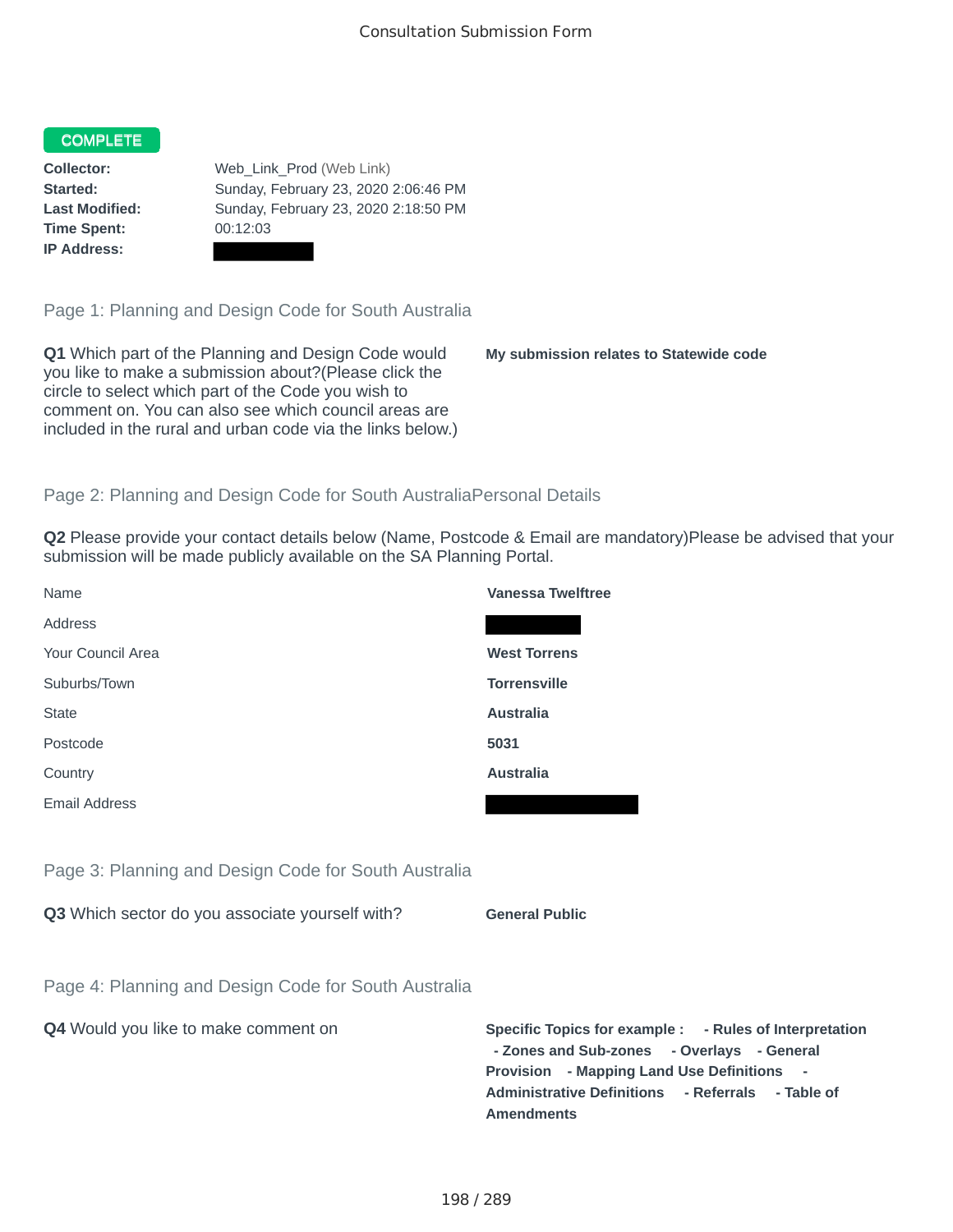Consultation Submission Form

**COMPLETE**

**Collector:** Web_Link_Prod (Web Link)
**Started:** Sunday, February 23, 2020 2:06:46 PM
**Last Modified:** Sunday, February 23, 2020 2:18:50 PM
**Time Spent:** 00:12:03
**IP Address:** [redacted]

## Page 1: Planning and Design Code for South Australia

**Q1** Which part of the Planning and Design Code would you like to make a submission about?(Please click the circle to select which part of the Code you wish to comment on. You can also see which council areas are included in the rural and urban code via the links below.)

**My submission relates to Statewide code**

## Page 2: Planning and Design Code for South AustraliaPersonal Details

**Q2** Please provide your contact details below (Name, Postcode & Email are mandatory)Please be advised that your submission will be made publicly available on the SA Planning Portal.

| | |
|---|---|
| Name | **Vanessa Twelftree** |
| Address | [redacted] |
| Your Council Area | **West Torrens** |
| Suburbs/Town | **Torrensville** |
| State | **Australia** |
| Postcode | **5031** |
| Country | **Australia** |
| Email Address | [redacted] |

## Page 3: Planning and Design Code for South Australia

**Q3** Which sector do you associate yourself with?

**General Public**

## Page 4: Planning and Design Code for South Australia

**Q4** Would you like to make comment on

**Specific Topics for example : - Rules of Interpretation - Zones and Sub-zones - Overlays - General Provision - Mapping Land Use Definitions - Administrative Definitions - Referrals - Table of Amendments**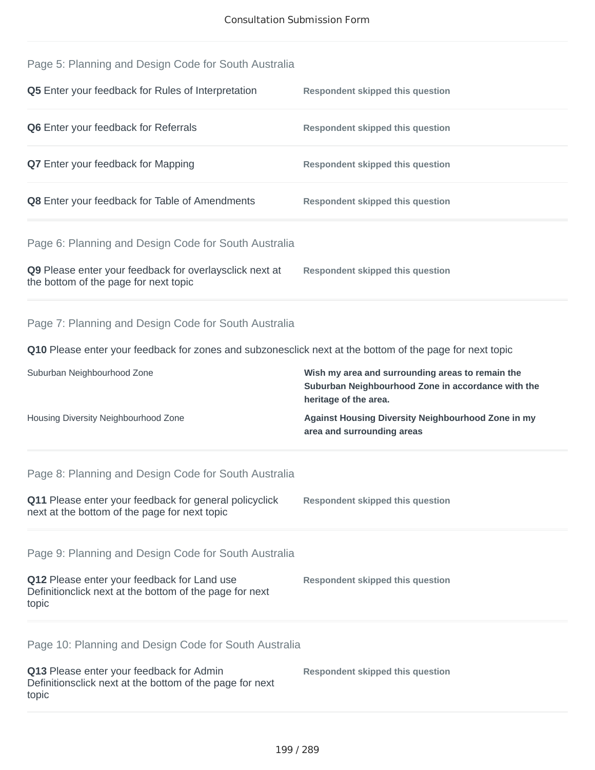## Page 5: Planning and Design Code for South Australia

| | |
|---|---|
| **Q5** Enter your feedback for Rules of Interpretation | **Respondent skipped this question** |
| **Q6** Enter your feedback for Referrals | **Respondent skipped this question** |
| **Q7** Enter your feedback for Mapping | **Respondent skipped this question** |
| **Q8** Enter your feedback for Table of Amendments | **Respondent skipped this question** |

## Page 6: Planning and Design Code for South Australia

| | |
|---|---|
| **Q9** Please enter your feedback for overlaysclick next at the bottom of the page for next topic | **Respondent skipped this question** |

## Page 7: Planning and Design Code for South Australia

**Q10** Please enter your feedback for zones and subzonesclick next at the bottom of the page for next topic

| | |
|---|---|
| Suburban Neighbourhood Zone | **Wish my area and surrounding areas to remain the Suburban Neighbourhood Zone in accordance with the heritage of the area.** |
| Housing Diversity Neighbourhood Zone | **Against Housing Diversity Neighbourhood Zone in my area and surrounding areas** |

## Page 8: Planning and Design Code for South Australia

| | |
|---|---|
| **Q11** Please enter your feedback for general policyclick next at the bottom of the page for next topic | **Respondent skipped this question** |

## Page 9: Planning and Design Code for South Australia

| | |
|---|---|
| **Q12** Please enter your feedback for Land use Definitionclick next at the bottom of the page for next topic | **Respondent skipped this question** |

## Page 10: Planning and Design Code for South Australia

| | |
|---|---|
| **Q13** Please enter your feedback for Admin Definitionsclick next at the bottom of the page for next topic | **Respondent skipped this question** |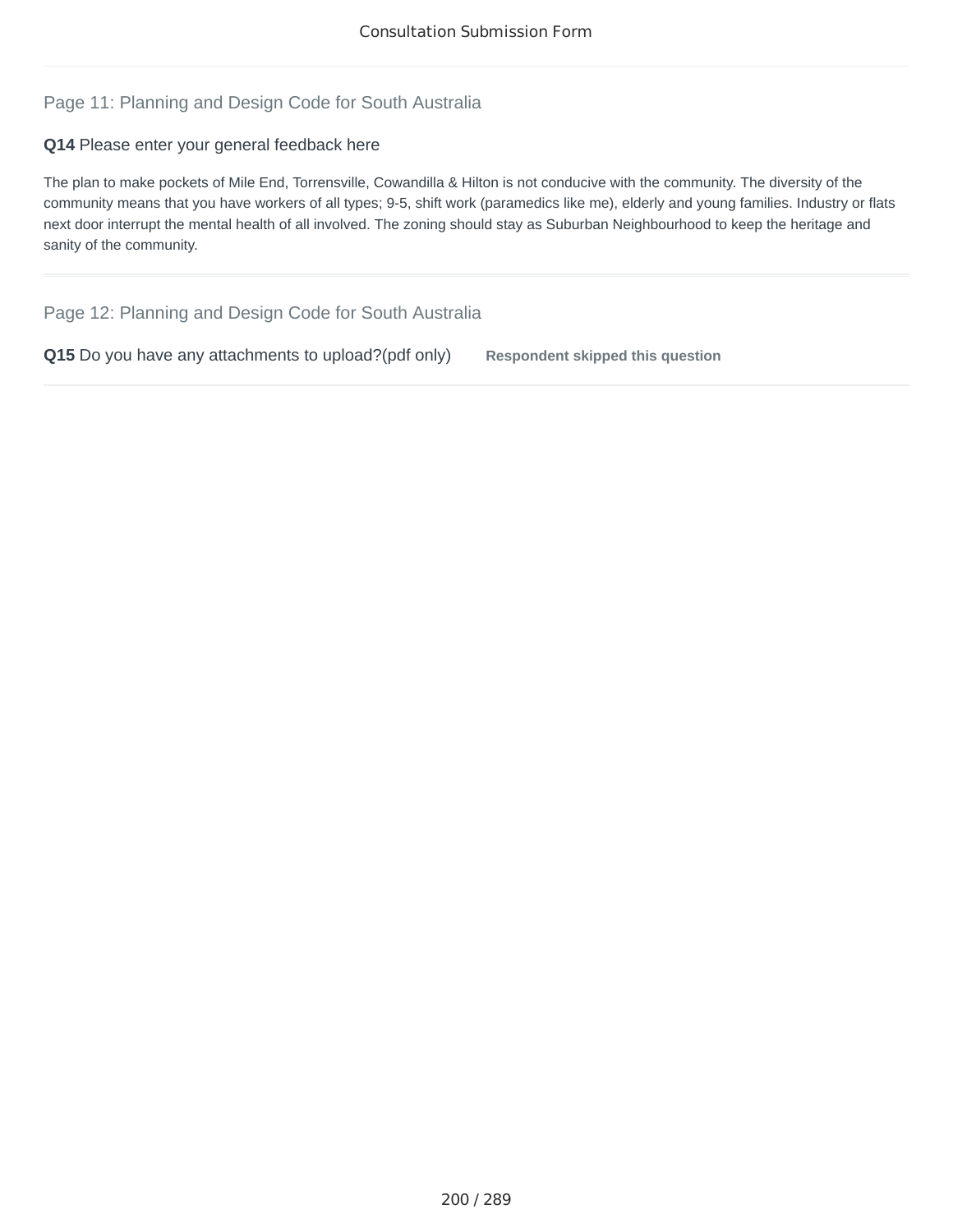## Page 11: Planning and Design Code for South Australia

**Q14** Please enter your general feedback here

The plan to make pockets of Mile End, Torrensville, Cowandilla & Hilton is not conducive with the community. The diversity of the community means that you have workers of all types; 9-5, shift work (paramedics like me), elderly and young families. Industry or flats next door interrupt the mental health of all involved. The zoning should stay as Suburban Neighbourhood to keep the heritage and sanity of the community.

## Page 12: Planning and Design Code for South Australia

**Q15** Do you have any attachments to upload?(pdf only) **Respondent skipped this question**